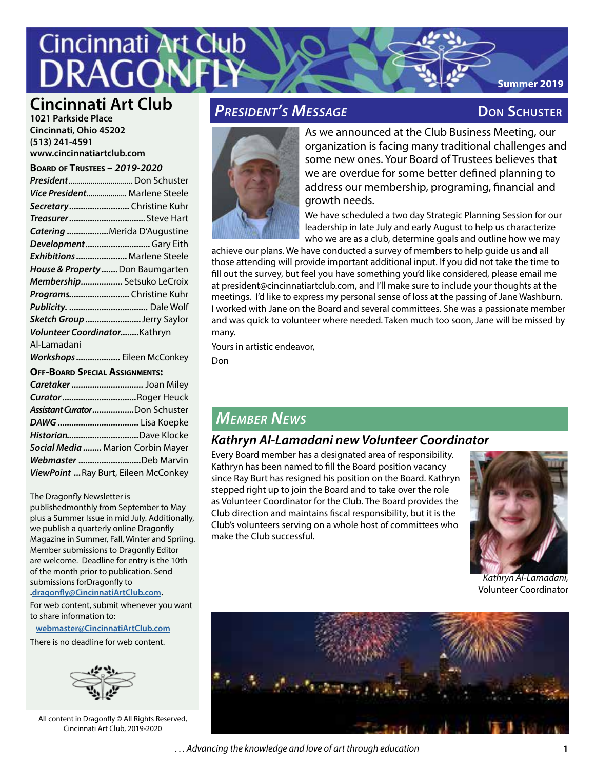# Cincinnati Art Club DRAGONFLY

Summer 2019

## Cincinnati Art Club

**1021 Parkside Place**
**Cincinnati, Ohio 45202**
**(513) 241-4591**
**www.cincinnatiartclub.com**

### Board of Trustees – 2019-2020

- ***President*** ............ Don Schuster
- ***Vice President*** ............ Marlene Steele
- ***Secretary*** ............ Christine Kuhr
- ***Treasurer*** ............ Steve Hart
- ***Catering*** ............ Merida D'Augustine
- ***Development*** ............ Gary Eith
- ***Exhibitions*** ............ Marlene Steele
- ***House & Property*** ............ Don Baumgarten
- ***Membership*** ............ Setsuko LeCroix
- ***Programs*** ............ Christine Kuhr
- ***Publicity.*** ............ Dale Wolf
- ***Sketch Group*** ............ Jerry Saylor
- ***Volunteer Coordinator*** ............ Kathryn Al-Lamadani
- ***Workshops*** ............ Eileen McConkey

### Off-Board Special Assignments:

- ***Caretaker*** ............ Joan Miley
- ***Curator*** ............ Roger Heuck
- ***Assistant Curator*** ............ Don Schuster
- ***DAWG*** ............ Lisa Koepke
- ***Historian*** ............ Dave Klocke
- ***Social Media*** ............ Marion Corbin Mayer
- ***Webmaster*** ............ Deb Marvin
- ***ViewPoint*** ... Ray Burt, Eileen McConkey

The Dragonfly Newsletter is publishedmonthly from September to May plus a Summer Issue in mid July. Additionally, we publish a quarterly online Dragonfly Magazine in Summer, Fall, Winter and Spriing. Member submissions to Dragonfly Editor are welcome. Deadline for entry is the 10th of the month prior to publication. Send submissions forDragonfly to .dragonfly@CincinnatiArtClub.com.

For web content, submit whenever you want to share information to:

webmaster@CincinnatiArtClub.com

There is no deadline for web content.

All content in Dragonfly © All Rights Reserved, Cincinnati Art Club, 2019-2020

## President's Message

**Don Schuster**

As we announced at the Club Business Meeting, our organization is facing many traditional challenges and some new ones. Your Board of Trustees believes that we are overdue for some better defined planning to address our membership, programing, financial and growth needs.

We have scheduled a two day Strategic Planning Session for our leadership in late July and early August to help us characterize who we are as a club, determine goals and outline how we may achieve our plans. We have conducted a survey of members to help guide us and all those attending will provide important additional input. If you did not take the time to fill out the survey, but feel you have something you'd like considered, please email me at president@cincinnatiartclub.com, and I'll make sure to include your thoughts at the meetings. I'd like to express my personal sense of loss at the passing of Jane Washburn. I worked with Jane on the Board and several committees. She was a passionate member and was quick to volunteer where needed. Taken much too soon, Jane will be missed by many.

Yours in artistic endeavor,

Don

## Member News

### Kathryn Al-Lamadani new Volunteer Coordinator

Every Board member has a designated area of responsibility. Kathryn has been named to fill the Board position vacancy since Ray Burt has resigned his position on the Board. Kathryn stepped right up to join the Board and to take over the role as Volunteer Coordinator for the Club. The Board provides the Club direction and maintains fiscal responsibility, but it is the Club's volunteers serving on a whole host of committees who make the Club successful.

*Kathryn Al-Lamadani,* Volunteer Coordinator

*. . . Advancing the knowledge and love of art through education*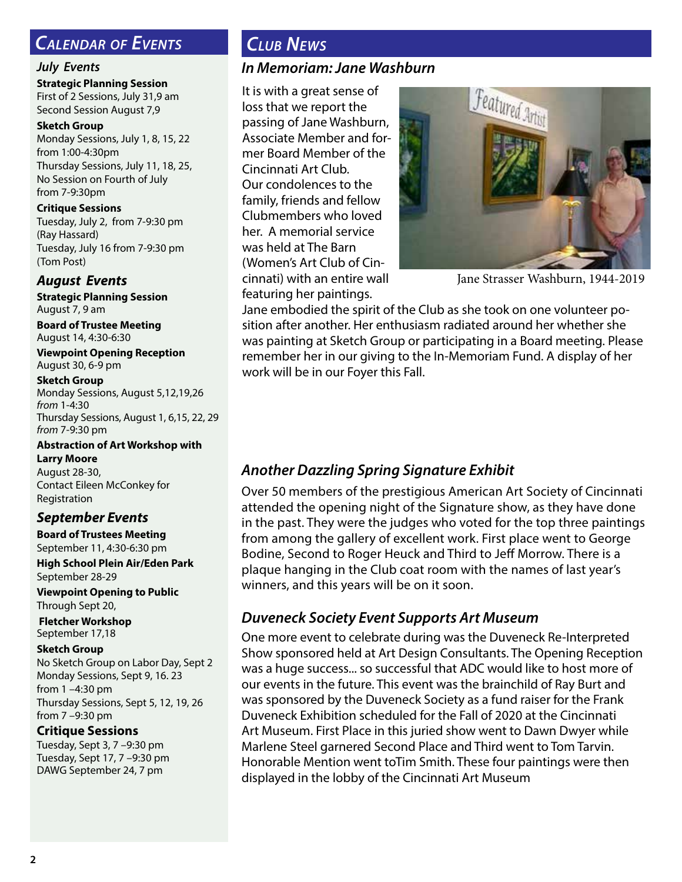## Calendar of Events

### July Events

**Strategic Planning Session**
First of 2 Sessions, July 31,9 am
Second Session August 7,9

**Sketch Group**
Monday Sessions, July 1, 8, 15, 22
from 1:00-4:30pm
Thursday Sessions, July 11, 18, 25,
No Session on Fourth of July
from 7-9:30pm

**Critique Sessions**
Tuesday, July 2, from 7-9:30 pm
(Ray Hassard)
Tuesday, July 16 from 7-9:30 pm
(Tom Post)

### August Events

**Strategic Planning Session**
August 7, 9 am

**Board of Trustee Meeting**
August 14, 4:30-6:30

**Viewpoint Opening Reception**
August 30, 6-9 pm

**Sketch Group**
Monday Sessions, August 5,12,19,26
*from* 1-4:30
Thursday Sessions, August 1, 6,15, 22, 29
*from* 7-9:30 pm

**Abstraction of Art Workshop with Larry Moore**
August 28-30,
Contact Eileen McConkey for Registration

### September Events

**Board of Trustees Meeting**
September 11, 4:30-6:30 pm

**High School Plein Air/Eden Park**
September 28-29

**Viewpoint Opening to Public**
Through Sept 20,

**Fletcher Workshop**
September 17,18

**Sketch Group**
No Sketch Group on Labor Day, Sept 2
Monday Sessions, Sept 9, 16. 23
from 1 –4:30 pm
Thursday Sessions, Sept 5, 12, 19, 26
from 7 –9:30 pm

**Critique Sessions**
Tuesday, Sept 3, 7 –9:30 pm
Tuesday, Sept 17, 7 –9:30 pm
DAWG September 24, 7 pm

## Club News

### In Memoriam: Jane Washburn

It is with a great sense of loss that we report the passing of Jane Washburn, Associate Member and former Board Member of the Cincinnati Art Club. Our condolences to the family, friends and fellow Clubmembers who loved her. A memorial service was held at The Barn (Women's Art Club of Cincinnati) with an entire wall featuring her paintings.

Jane Strasser Washburn, 1944-2019

Jane embodied the spirit of the Club as she took on one volunteer position after another. Her enthusiasm radiated around her whether she was painting at Sketch Group or participating in a Board meeting. Please remember her in our giving to the In-Memoriam Fund. A display of her work will be in our Foyer this Fall.

### Another Dazzling Spring Signature Exhibit

Over 50 members of the prestigious American Art Society of Cincinnati attended the opening night of the Signature show, as they have done in the past. They were the judges who voted for the top three paintings from among the gallery of excellent work. First place went to George Bodine, Second to Roger Heuck and Third to Jeff Morrow. There is a plaque hanging in the Club coat room with the names of last year's winners, and this years will be on it soon.

### Duveneck Society Event Supports Art Museum

One more event to celebrate during was the Duveneck Re-Interpreted Show sponsored held at Art Design Consultants. The Opening Reception was a huge success... so successful that ADC would like to host more of our events in the future. This event was the brainchild of Ray Burt and was sponsored by the Duveneck Society as a fund raiser for the Frank Duveneck Exhibition scheduled for the Fall of 2020 at the Cincinnati Art Museum. First Place in this juried show went to Dawn Dwyer while Marlene Steel garnered Second Place and Third went to Tom Tarvin. Honorable Mention went toTim Smith. These four paintings were then displayed in the lobby of the Cincinnati Art Museum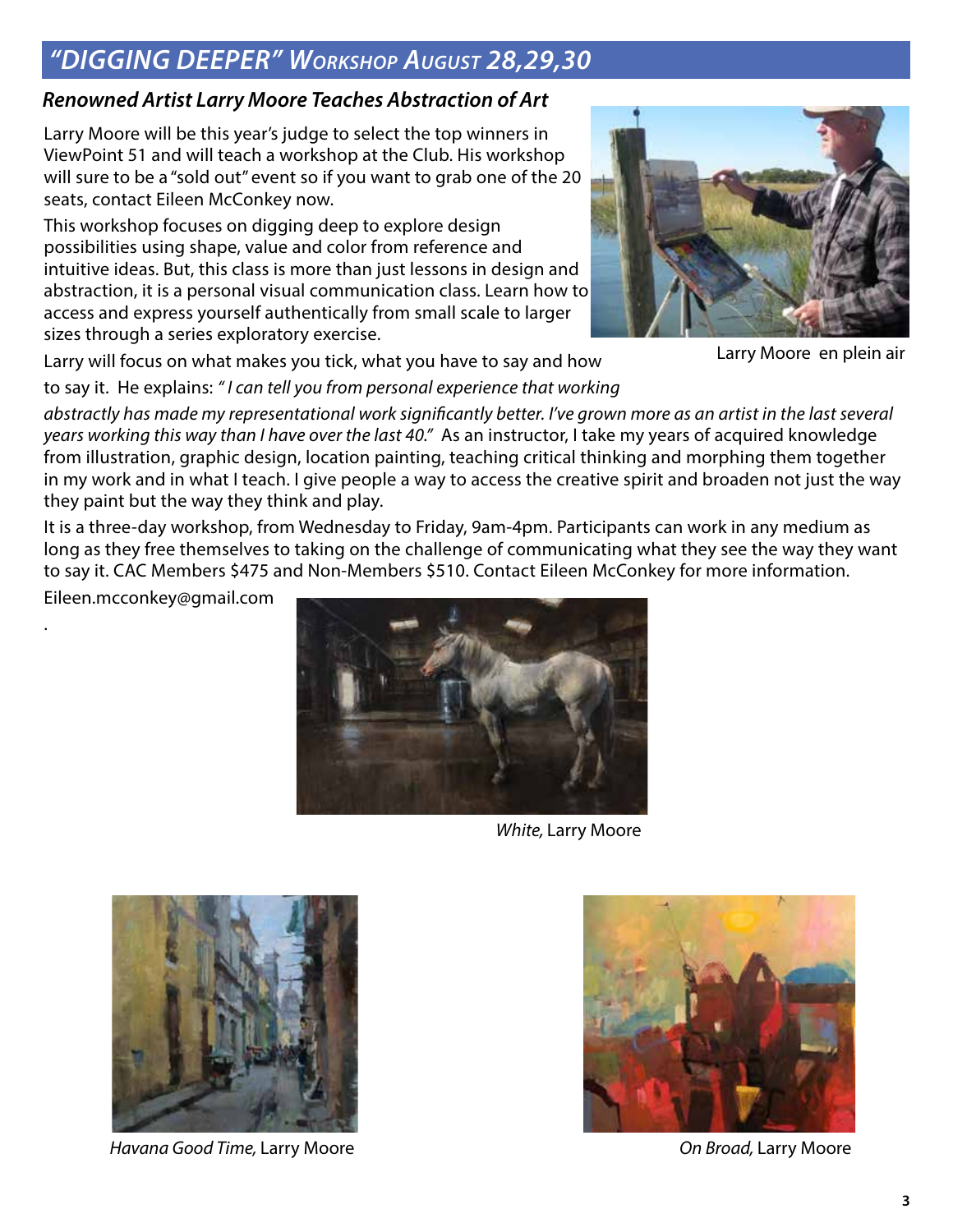## *"DIGGING DEEPER" WORKSHOP AUGUST 28,29,30*

### *Renowned Artist Larry Moore Teaches Abstraction of Art*

Larry Moore will be this year's judge to select the top winners in ViewPoint 51 and will teach a workshop at the Club. His workshop will sure to be a "sold out" event so if you want to grab one of the 20 seats, contact Eileen McConkey now.

This workshop focuses on digging deep to explore design possibilities using shape, value and color from reference and intuitive ideas. But, this class is more than just lessons in design and abstraction, it is a personal visual communication class. Learn how to access and express yourself authentically from small scale to larger sizes through a series exploratory exercise.

Larry Moore en plein air

Larry will focus on what makes you tick, what you have to say and how to say it. He explains: *" I can tell you from personal experience that working abstractly has made my representational work significantly better. I've grown more as an artist in the last several years working this way than I have over the last 40."* As an instructor, I take my years of acquired knowledge from illustration, graphic design, location painting, teaching critical thinking and morphing them together in my work and in what I teach. I give people a way to access the creative spirit and broaden not just the way they paint but the way they think and play.

It is a three-day workshop, from Wednesday to Friday, 9am-4pm. Participants can work in any medium as long as they free themselves to taking on the challenge of communicating what they see the way they want to say it. CAC Members $475 and Non-Members $510. Contact Eileen McConkey for more information.

Eileen.mcconkey@gmail.com

*White,* Larry Moore

*Havana Good Time,* Larry Moore

*On Broad,* Larry Moore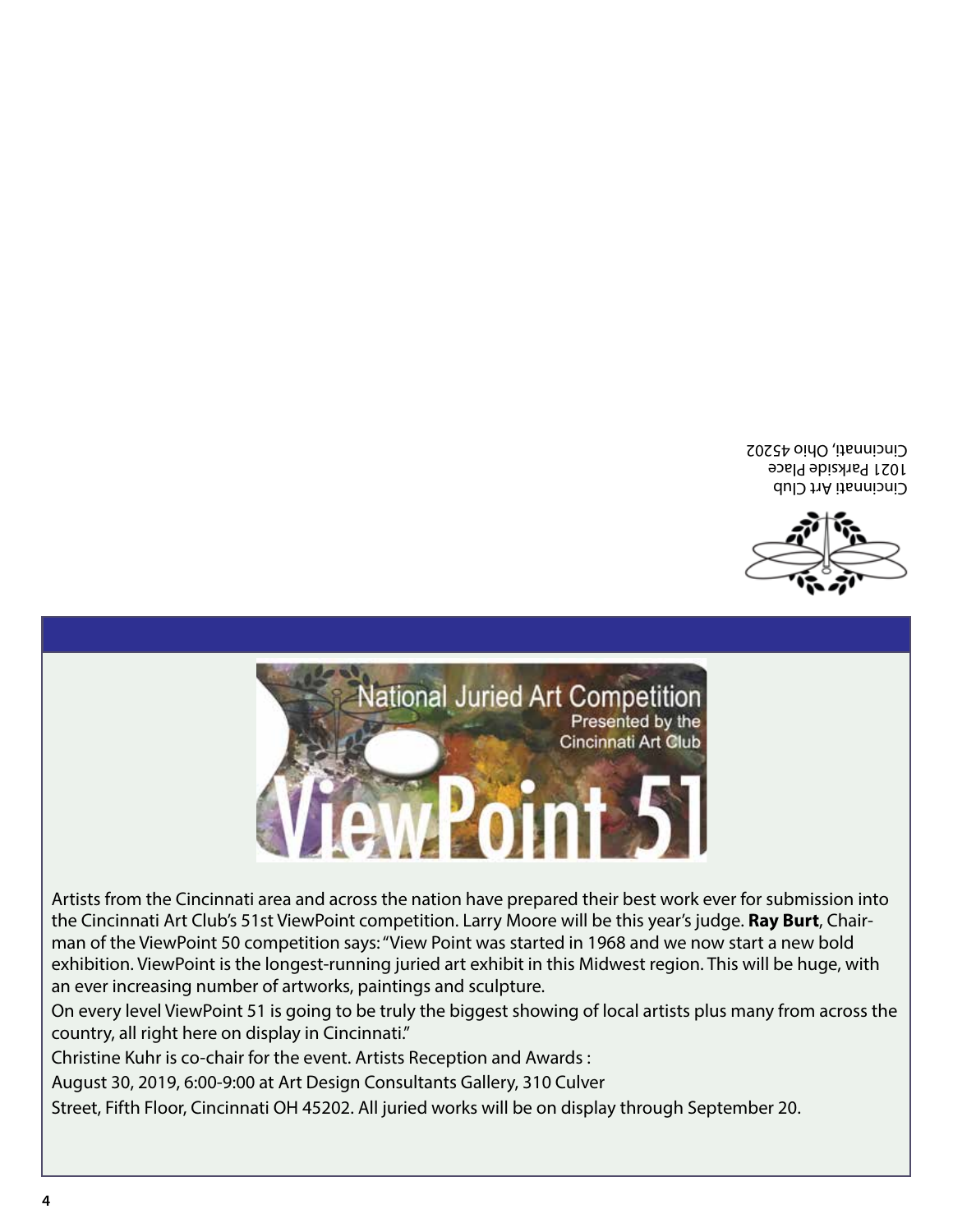Cincinnati Art Club
1021 Parkside Place
Cincinnati, Ohio 45202

National Juried Art Competition
Presented by the Cincinnati Art Club

ViewPoint 51

Artists from the Cincinnati area and across the nation have prepared their best work ever for submission into the Cincinnati Art Club's 51st ViewPoint competition. Larry Moore will be this year's judge. **Ray Burt**, Chairman of the ViewPoint 50 competition says: "View Point was started in 1968 and we now start a new bold exhibition. ViewPoint is the longest-running juried art exhibit in this Midwest region. This will be huge, with an ever increasing number of artworks, paintings and sculpture.

On every level ViewPoint 51 is going to be truly the biggest showing of local artists plus many from across the country, all right here on display in Cincinnati."

Christine Kuhr is co-chair for the event. Artists Reception and Awards :

August 30, 2019, 6:00-9:00 at Art Design Consultants Gallery, 310 Culver Street, Fifth Floor, Cincinnati OH 45202. All juried works will be on display through September 20.